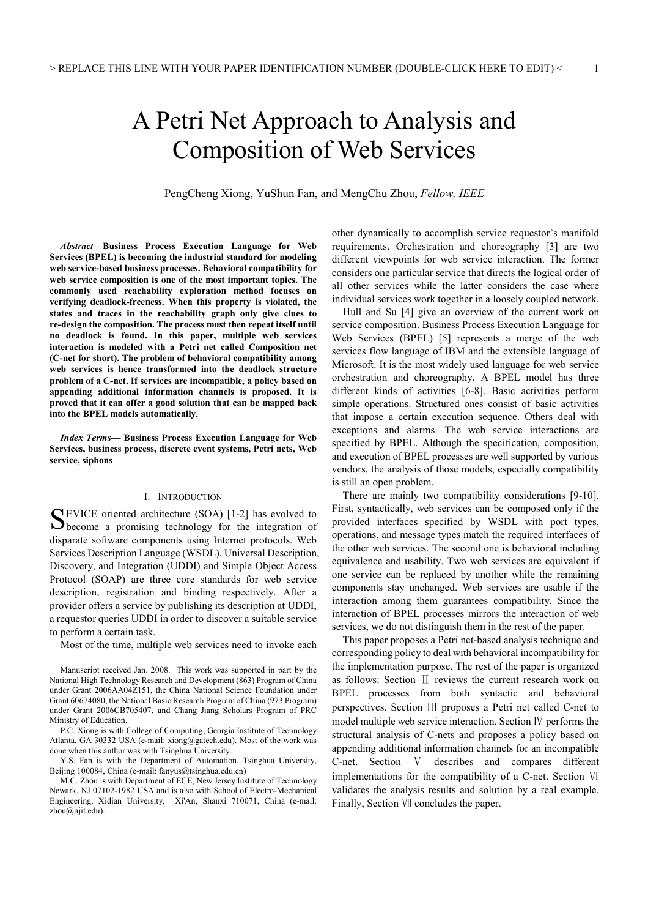# A Petri Net Approach to Analysis and Composition of Web Services

PengCheng Xiong, YuShun Fan, and MengChu Zhou, *Fellow, IEEE*

***Abstract*—Business Process Execution Language for Web Services (BPEL) is becoming the industrial standard for modeling web service-based business processes. Behavioral compatibility for web service composition is one of the most important topics. The commonly used reachability exploration method focuses on verifying deadlock-freeness. When this property is violated, the states and traces in the reachability graph only give clues to re-design the composition. The process must then repeat itself until no deadlock is found. In this paper, multiple web services interaction is modeled with a Petri net called Composition net (C-net for short). The problem of behavioral compatibility among web services is hence transformed into the deadlock structure problem of a C-net. If services are incompatible, a policy based on appending additional information channels is proposed. It is proved that it can offer a good solution that can be mapped back into the BPEL models automatically.**

***Index Terms*— Business Process Execution Language for Web Services, business process, discrete event systems, Petri nets, Web service, siphons**

## I. Introduction

SEVICE oriented architecture (SOA) [1-2] has evolved to become a promising technology for the integration of disparate software components using Internet protocols. Web Services Description Language (WSDL), Universal Description, Discovery, and Integration (UDDI) and Simple Object Access Protocol (SOAP) are three core standards for web service description, registration and binding respectively. After a provider offers a service by publishing its description at UDDI, a requestor queries UDDI in order to discover a suitable service to perform a certain task.

Most of the time, multiple web services need to invoke each other dynamically to accomplish service requestor's manifold requirements. Orchestration and choreography [3] are two different viewpoints for web service interaction. The former considers one particular service that directs the logical order of all other services while the latter considers the case where individual services work together in a loosely coupled network.

Hull and Su [4] give an overview of the current work on service composition. Business Process Execution Language for Web Services (BPEL) [5] represents a merge of the web services flow language of IBM and the extensible language of Microsoft. It is the most widely used language for web service orchestration and choreography. A BPEL model has three different kinds of activities [6-8]. Basic activities perform simple operations. Structured ones consist of basic activities that impose a certain execution sequence. Others deal with exceptions and alarms. The web service interactions are specified by BPEL. Although the specification, composition, and execution of BPEL processes are well supported by various vendors, the analysis of those models, especially compatibility is still an open problem.

There are mainly two compatibility considerations [9-10]. First, syntactically, web services can be composed only if the provided interfaces specified by WSDL with port types, operations, and message types match the required interfaces of the other web services. The second one is behavioral including equivalence and usability. Two web services are equivalent if one service can be replaced by another while the remaining components stay unchanged. Web services are usable if the interaction among them guarantees compatibility. Since the interaction of BPEL processes mirrors the interaction of web services, we do not distinguish them in the rest of the paper.

This paper proposes a Petri net-based analysis technique and corresponding policy to deal with behavioral incompatibility for the implementation purpose. The rest of the paper is organized as follows: Section Ⅱ reviews the current research work on BPEL processes from both syntactic and behavioral perspectives. Section Ⅲ proposes a Petri net called C-net to model multiple web service interaction. Section Ⅳ performs the structural analysis of C-nets and proposes a policy based on appending additional information channels for an incompatible C-net. Section Ⅴ describes and compares different implementations for the compatibility of a C-net. Section Ⅵ validates the analysis results and solution by a real example. Finally, Section Ⅶ concludes the paper.

Manuscript received Jan. 2008. This work was supported in part by the National High Technology Research and Development (863) Program of China under Grant 2006AA04Z151, the China National Science Foundation under Grant 60674080, the National Basic Research Program of China (973 Program) under Grant 2006CB705407, and Chang Jiang Scholars Program of PRC Ministry of Education.

P.C. Xiong is with College of Computing, Georgia Institute of Technology Atlanta, GA 30332 USA (e-mail: xiong@gatech.edu). Most of the work was done when this author was with Tsinghua University.

Y.S. Fan is with the Department of Automation, Tsinghua University, Beijing 100084, China (e-mail: fanyus@tsinghua.edu.cn)

M.C. Zhou is with Department of ECE, New Jersey Institute of Technology Newark, NJ 07102-1982 USA and is also with School of Electro-Mechanical Engineering, Xidian University, Xi'An, Shanxi 710071, China (e-mail: zhou@njit.edu).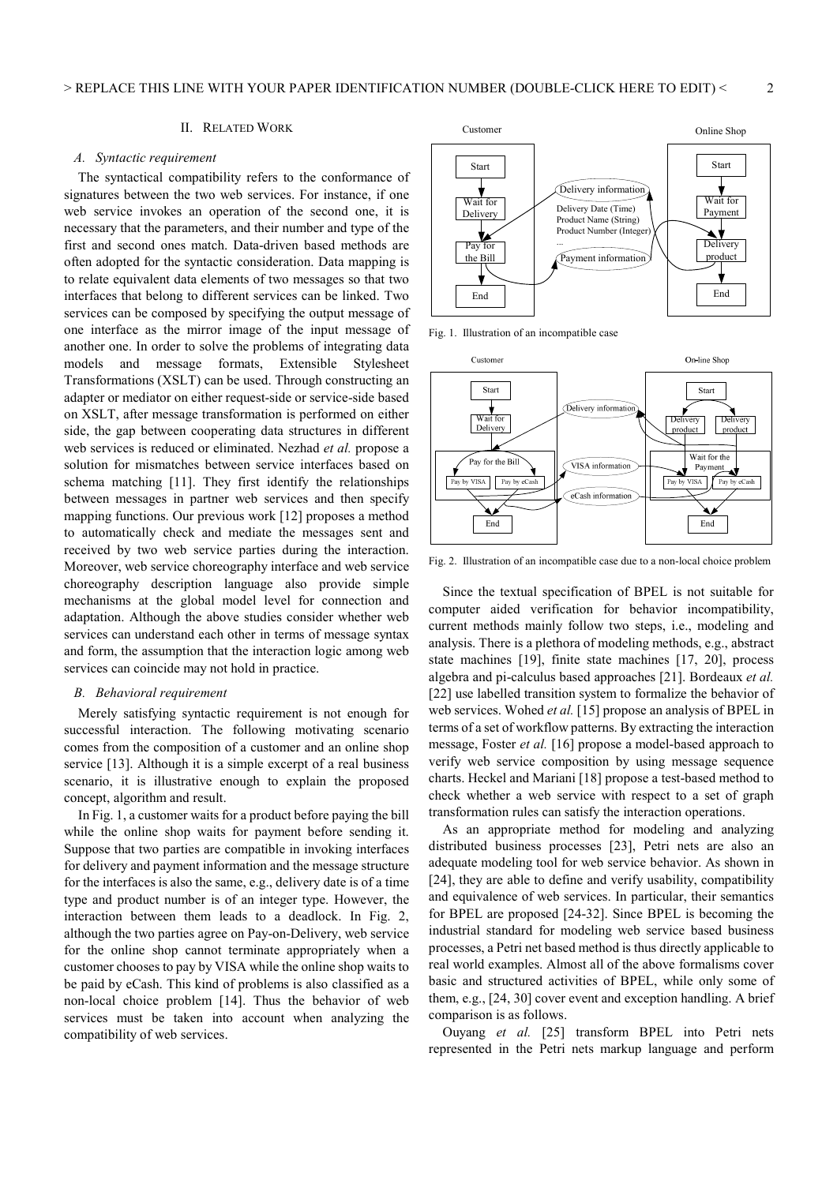## II. RELATED WORK

### *A. Syntactic requirement*

The syntactical compatibility refers to the conformance of signatures between the two web services. For instance, if one web service invokes an operation of the second one, it is necessary that the parameters, and their number and type of the first and second ones match. Data-driven based methods are often adopted for the syntactic consideration. Data mapping is to relate equivalent data elements of two messages so that two interfaces that belong to different services can be linked. Two services can be composed by specifying the output message of one interface as the mirror image of the input message of another one. In order to solve the problems of integrating data models and message formats, Extensible Stylesheet Transformations (XSLT) can be used. Through constructing an adapter or mediator on either request-side or service-side based on XSLT, after message transformation is performed on either side, the gap between cooperating data structures in different web services is reduced or eliminated. Nezhad *et al.* propose a solution for mismatches between service interfaces based on schema matching [11]. They first identify the relationships between messages in partner web services and then specify mapping functions. Our previous work [12] proposes a method to automatically check and mediate the messages sent and received by two web service parties during the interaction. Moreover, web service choreography interface and web service choreography description language also provide simple mechanisms at the global model level for connection and adaptation. Although the above studies consider whether web services can understand each other in terms of message syntax and form, the assumption that the interaction logic among web services can coincide may not hold in practice.

### *B. Behavioral requirement*

Merely satisfying syntactic requirement is not enough for successful interaction. The following motivating scenario comes from the composition of a customer and an online shop service [13]. Although it is a simple excerpt of a real business scenario, it is illustrative enough to explain the proposed concept, algorithm and result.

In Fig. 1, a customer waits for a product before paying the bill while the online shop waits for payment before sending it. Suppose that two parties are compatible in invoking interfaces for delivery and payment information and the message structure for the interfaces is also the same, e.g., delivery date is of a time type and product number is of an integer type. However, the interaction between them leads to a deadlock. In Fig. 2, although the two parties agree on Pay-on-Delivery, web service for the online shop cannot terminate appropriately when a customer chooses to pay by VISA while the online shop waits to be paid by eCash. This kind of problems is also classified as a non-local choice problem [14]. Thus the behavior of web services must be taken into account when analyzing the compatibility of web services.

Fig. 1. Illustration of an incompatible case

Fig. 2. Illustration of an incompatible case due to a non-local choice problem

Since the textual specification of BPEL is not suitable for computer aided verification for behavior incompatibility, current methods mainly follow two steps, i.e., modeling and analysis. There is a plethora of modeling methods, e.g., abstract state machines [19], finite state machines [17, 20], process algebra and pi-calculus based approaches [21]. Bordeaux *et al.* [22] use labelled transition system to formalize the behavior of web services. Wohed *et al.* [15] propose an analysis of BPEL in terms of a set of workflow patterns. By extracting the interaction message, Foster *et al.* [16] propose a model-based approach to verify web service composition by using message sequence charts. Heckel and Mariani [18] propose a test-based method to check whether a web service with respect to a set of graph transformation rules can satisfy the interaction operations.

As an appropriate method for modeling and analyzing distributed business processes [23], Petri nets are also an adequate modeling tool for web service behavior. As shown in [24], they are able to define and verify usability, compatibility and equivalence of web services. In particular, their semantics for BPEL are proposed [24-32]. Since BPEL is becoming the industrial standard for modeling web service based business processes, a Petri net based method is thus directly applicable to real world examples. Almost all of the above formalisms cover basic and structured activities of BPEL, while only some of them, e.g., [24, 30] cover event and exception handling. A brief comparison is as follows.

Ouyang *et al.* [25] transform BPEL into Petri nets represented in the Petri nets markup language and perform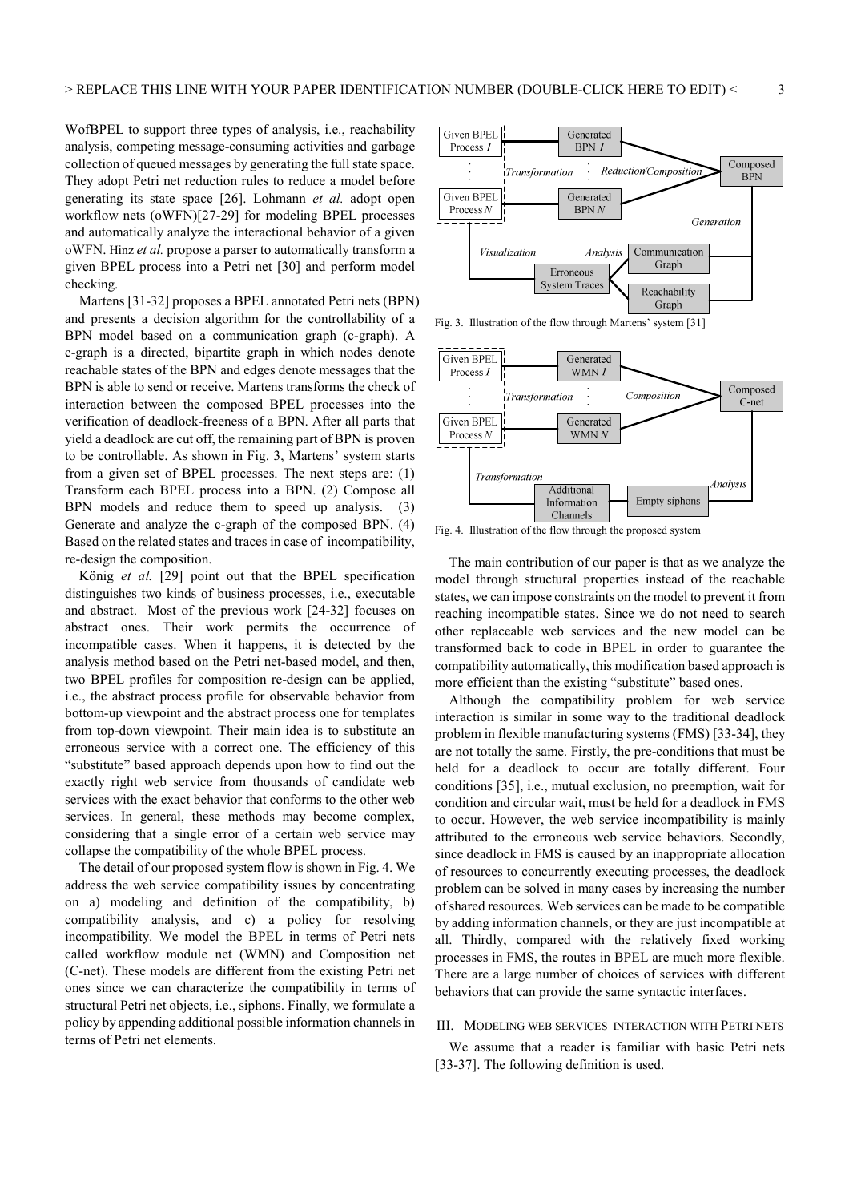WofBPEL to support three types of analysis, i.e., reachability analysis, competing message-consuming activities and garbage collection of queued messages by generating the full state space. They adopt Petri net reduction rules to reduce a model before generating its state space [26]. Lohmann *et al.* adopt open workflow nets (oWFN)[27-29] for modeling BPEL processes and automatically analyze the interactional behavior of a given oWFN. Hinz *et al.* propose a parser to automatically transform a given BPEL process into a Petri net [30] and perform model checking.

Martens [31-32] proposes a BPEL annotated Petri nets (BPN) and presents a decision algorithm for the controllability of a BPN model based on a communication graph (c-graph). A c-graph is a directed, bipartite graph in which nodes denote reachable states of the BPN and edges denote messages that the BPN is able to send or receive. Martens transforms the check of interaction between the composed BPEL processes into the verification of deadlock-freeness of a BPN. After all parts that yield a deadlock are cut off, the remaining part of BPN is proven to be controllable. As shown in Fig. 3, Martens' system starts from a given set of BPEL processes. The next steps are: (1) Transform each BPEL process into a BPN. (2) Compose all BPN models and reduce them to speed up analysis. (3) Generate and analyze the c-graph of the composed BPN. (4) Based on the related states and traces in case of incompatibility, re-design the composition.

König *et al.* [29] point out that the BPEL specification distinguishes two kinds of business processes, i.e., executable and abstract. Most of the previous work [24-32] focuses on abstract ones. Their work permits the occurrence of incompatible cases. When it happens, it is detected by the analysis method based on the Petri net-based model, and then, two BPEL profiles for composition re-design can be applied, i.e., the abstract process profile for observable behavior from bottom-up viewpoint and the abstract process one for templates from top-down viewpoint. Their main idea is to substitute an erroneous service with a correct one. The efficiency of this "substitute" based approach depends upon how to find out the exactly right web service from thousands of candidate web services with the exact behavior that conforms to the other web services. In general, these methods may become complex, considering that a single error of a certain web service may collapse the compatibility of the whole BPEL process.

The detail of our proposed system flow is shown in Fig. 4. We address the web service compatibility issues by concentrating on a) modeling and definition of the compatibility, b) compatibility analysis, and c) a policy for resolving incompatibility. We model the BPEL in terms of Petri nets called workflow module net (WMN) and Composition net (C-net). These models are different from the existing Petri net ones since we can characterize the compatibility in terms of structural Petri net objects, i.e., siphons. Finally, we formulate a policy by appending additional possible information channels in terms of Petri net elements.

Fig. 3. Illustration of the flow through Martens' system [31]

Fig. 4. Illustration of the flow through the proposed system

The main contribution of our paper is that as we analyze the model through structural properties instead of the reachable states, we can impose constraints on the model to prevent it from reaching incompatible states. Since we do not need to search other replaceable web services and the new model can be transformed back to code in BPEL in order to guarantee the compatibility automatically, this modification based approach is more efficient than the existing "substitute" based ones.

Although the compatibility problem for web service interaction is similar in some way to the traditional deadlock problem in flexible manufacturing systems (FMS) [33-34], they are not totally the same. Firstly, the pre-conditions that must be held for a deadlock to occur are totally different. Four conditions [35], i.e., mutual exclusion, no preemption, wait for condition and circular wait, must be held for a deadlock in FMS to occur. However, the web service incompatibility is mainly attributed to the erroneous web service behaviors. Secondly, since deadlock in FMS is caused by an inappropriate allocation of resources to concurrently executing processes, the deadlock problem can be solved in many cases by increasing the number of shared resources. Web services can be made to be compatible by adding information channels, or they are just incompatible at all. Thirdly, compared with the relatively fixed working processes in FMS, the routes in BPEL are much more flexible. There are a large number of choices of services with different behaviors that can provide the same syntactic interfaces.

## III. Modeling Web Services Interaction with Petri Nets

We assume that a reader is familiar with basic Petri nets [33-37]. The following definition is used.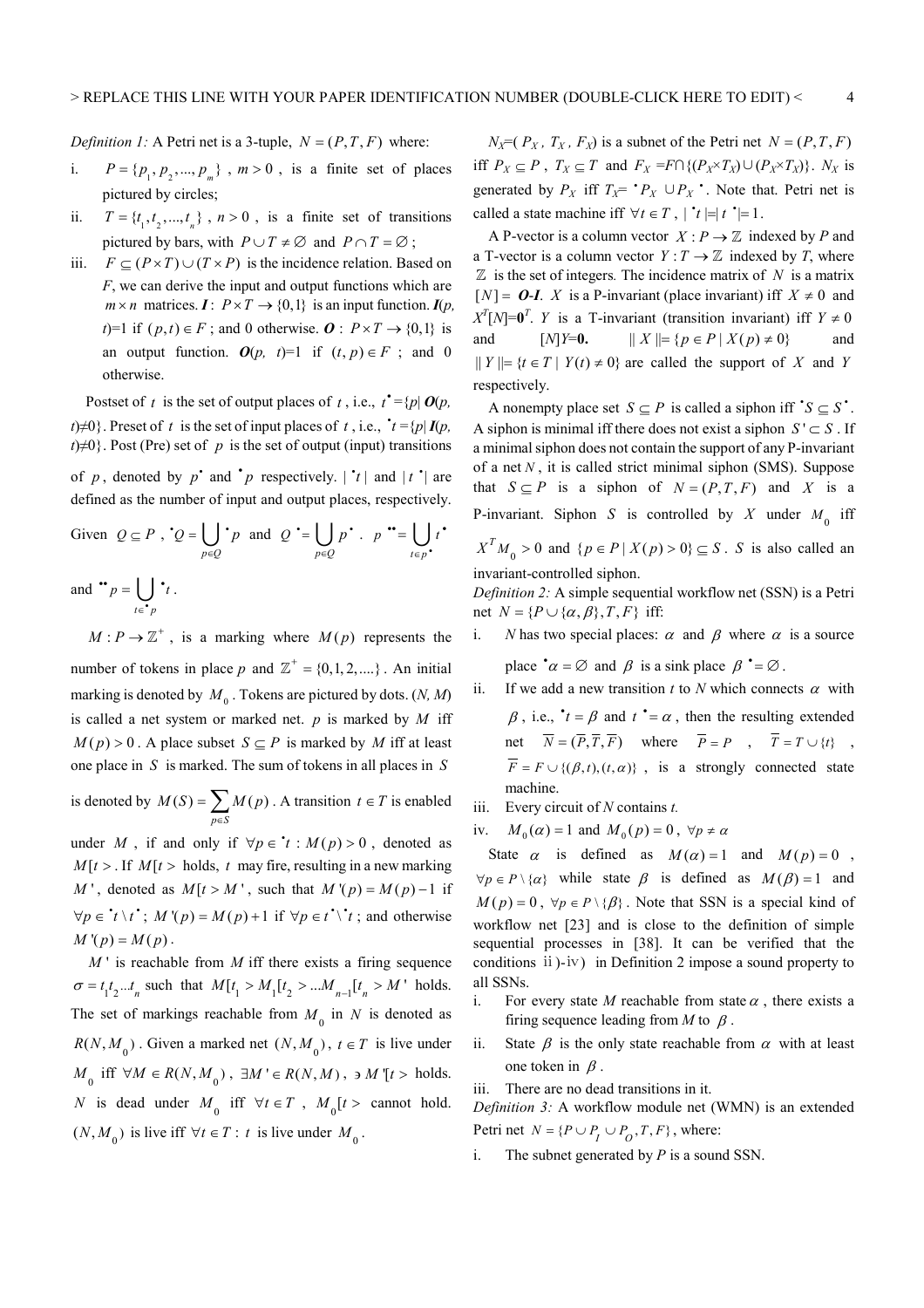*Definition 1:* A Petri net is a 3-tuple, $N=(P,T,F)$ where:

i. $P=\{p_1,p_2,...,p_m\}$, $m>0$, is a finite set of places pictured by circles;

ii. $T=\{t_1,t_2,...,t_n\}$, $n>0$, is a finite set of transitions pictured by bars, with $P\cup T\neq\varnothing$ and $P\cap T=\varnothing$;

iii. $F\subseteq(P\times T)\cup(T\times P)$ is the incidence relation. Based on $F$, we can derive the input and output functions which are $m\times n$ matrices. $\boldsymbol{I}$: $P\times T\to\{0,1\}$ is an input function. $\boldsymbol{I}(p,t)=1$ if $(p,t)\in F$; and 0 otherwise. $\boldsymbol{O}$: $P\times T\to\{0,1\}$ is an output function. $\boldsymbol{O}(p,t)=1$ if $(t,p)\in F$; and 0 otherwise.

Postset of $t$ is the set of output places of $t$, i.e., $t^\bullet=\{p|\ \boldsymbol{O}(p,t)\neq0\}$. Preset of $t$ is the set of input places of $t$, i.e., ${}^\bullet t=\{p|\ \boldsymbol{I}(p,t)\neq0\}$. Post (Pre) set of $p$ is the set of output (input) transitions of $p$, denoted by $p^\bullet$ and ${}^\bullet p$ respectively. $|{}^\bullet t|$ and $|t^\bullet|$ are defined as the number of input and output places, respectively. Given $Q\subseteq P$, ${}^\bullet Q=\bigcup_{p\in Q}{}^\bullet p$ and $Q^\bullet=\bigcup_{p\in Q}p^\bullet$. $p^{\bullet\bullet}=\bigcup_{t\in p^\bullet}t^\bullet$ and ${}^{\bullet\bullet}p=\bigcup_{t\in{}^\bullet p}{}^\bullet t$.

$M:P\to\mathbb{Z}^+$, is a marking where $M(p)$ represents the number of tokens in place $p$ and $\mathbb{Z}^+=\{0,1,2,....\}$. An initial marking is denoted by $M_0$. Tokens are pictured by dots. $(N, M)$ is called a net system or marked net. $p$ is marked by $M$ iff $M(p)>0$. A place subset $S\subseteq P$ is marked by $M$ iff at least one place in $S$ is marked. The sum of tokens in all places in $S$ is denoted by $M(S)=\sum_{p\in S}M(p)$. A transition $t\in T$ is enabled under $M$, if and only if $\forall p\in{}^\bullet t: M(p)>0$, denoted as $M[t>$. If $M[t>$ holds, $t$ may fire, resulting in a new marking $M'$, denoted as $M[t>M'$, such that $M'(p)=M(p)-1$ if $\forall p\in{}^\bullet t\setminus t^\bullet$; $M'(p)=M(p)+1$ if $\forall p\in t^\bullet\setminus{}^\bullet t$; and otherwise $M'(p)=M(p)$.

$M'$ is reachable from $M$ iff there exists a firing sequence $\sigma=t_1t_2...t_n$ such that $M[t_1>M_1[t_2>...M_{n-1}[t_n>M'$ holds. The set of markings reachable from $M_0$ in $N$ is denoted as $R(N,M_0)$. Given a marked net $(N,M_0)$, $t\in T$ is live under $M_0$ iff $\forall M\in R(N,M_0)$, $\exists M'\in R(N,M)$, $\ni M'[t>$ holds. $N$ is dead under $M_0$ iff $\forall t\in T$, $M_0[t>$ cannot hold. $(N,M_0)$ is live iff $\forall t\in T$: $t$ is live under $M_0$.

$N_X=(P_X, T_X, F_X)$ is a subnet of the Petri net $N=(P,T,F)$ iff $P_X\subseteq P$, $T_X\subseteq T$ and $F_X=F\cap\{(P_X\times T_X)\cup(P_X\times T_X)\}$. $N_X$ is generated by $P_X$ iff $T_X={}^\bullet P_X\cup P_X{}^\bullet$. Note that. Petri net is called a state machine iff $\forall t\in T$, $|{}^\bullet t|=|t^\bullet|=1$.

A P-vector is a column vector $X:P\to\mathbb{Z}$ indexed by $P$ and a T-vector is a column vector $Y:T\to\mathbb{Z}$ indexed by $T$, where $\mathbb{Z}$ is the set of integers. The incidence matrix of $N$ is a matrix $[N]=\boldsymbol{O}\text{-}\boldsymbol{I}$. $X$ is a P-invariant (place invariant) iff $X\neq0$ and $X^T[N]=\boldsymbol{0}^T$. $Y$ is a T-invariant (transition invariant) iff $Y\neq0$ and $[N]Y=\boldsymbol{0}$. $\|X\|=\{p\in P\mid X(p)\neq0\}$ and $\|Y\|=\{t\in T\mid Y(t)\neq0\}$ are called the support of $X$ and $Y$ respectively.

A nonempty place set $S\subseteq P$ is called a siphon iff ${}^\bullet S\subseteq S^\bullet$. A siphon is minimal iff there does not exist a siphon $S'\subset S$. If a minimal siphon does not contain the support of any P-invariant of a net $N$, it is called strict minimal siphon (SMS). Suppose that $S\subseteq P$ is a siphon of $N=(P,T,F)$ and $X$ is a P-invariant. Siphon $S$ is controlled by $X$ under $M_0$ iff $X^TM_0>0$ and $\{p\in P\mid X(p)>0\}\subseteq S$. $S$ is also called an invariant-controlled siphon.

*Definition 2:* A simple sequential workflow net (SSN) is a Petri net $N=\{P\cup\{\alpha,\beta\},T,F\}$ iff:

i. $N$ has two special places: $\alpha$ and $\beta$ where $\alpha$ is a source place ${}^\bullet\alpha=\varnothing$ and $\beta$ is a sink place $\beta^\bullet=\varnothing$.

ii. If we add a new transition $t$ to $N$ which connects $\alpha$ with $\beta$, i.e., ${}^\bullet t=\beta$ and $t^\bullet=\alpha$, then the resulting extended net $\overline{N}=(\overline{P},\overline{T},\overline{F})$ where $\overline{P}=P$, $\overline{T}=T\cup\{t\}$, $\overline{F}=F\cup\{(\beta,t),(t,\alpha)\}$, is a strongly connected state machine.

iii. Every circuit of $N$ contains $t$.

iv. $M_0(\alpha)=1$ and $M_0(p)=0$, $\forall p\neq\alpha$

State $\alpha$ is defined as $M(\alpha)=1$ and $M(p)=0$, $\forall p\in P\setminus\{\alpha\}$ while state $\beta$ is defined as $M(\beta)=1$ and $M(p)=0$, $\forall p\in P\setminus\{\beta\}$. Note that SSN is a special kind of workflow net [23] and is close to the definition of simple sequential processes in [38]. It can be verified that the conditions ii)-iv) in Definition 2 impose a sound property to all SSNs.

i. For every state $M$ reachable from state $\alpha$, there exists a firing sequence leading from $M$ to $\beta$.

ii. State $\beta$ is the only state reachable from $\alpha$ with at least one token in $\beta$.

iii. There are no dead transitions in it.

*Definition 3:* A workflow module net (WMN) is an extended Petri net $N=\{P\cup P_I\cup P_O,T,F\}$, where:

i. The subnet generated by $P$ is a sound SSN.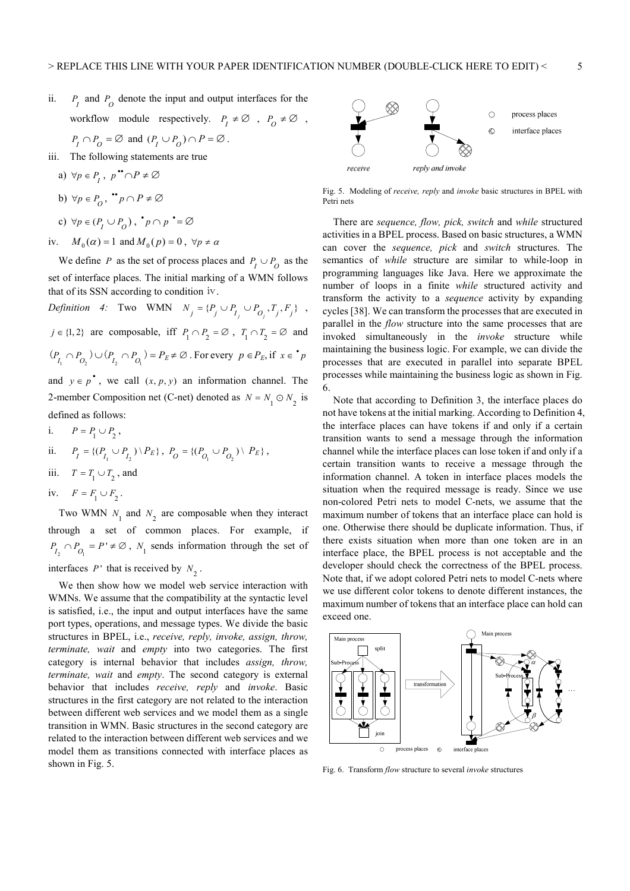ii. $P_I$ and $P_O$ denote the input and output interfaces for the workflow module respectively. $P_I \neq \emptyset$ , $P_O \neq \emptyset$ , $P_I \cap P_O = \emptyset$ and $(P_I \cup P_O) \cap P = \emptyset$ .

iii. The following statements are true

a) $\forall p \in P_I$ , $p^{\bullet\bullet} \cap P \neq \emptyset$

b) $\forall p \in P_O$ , ${}^{\bullet\bullet}p \cap P \neq \emptyset$

c) $\forall p \in (P_I \cup P_O)$ , ${}^{\bullet}p \cap p^{\bullet} = \emptyset$

iv. $M_0(\alpha) = 1$ and $M_0(p) = 0$ , $\forall p \neq \alpha$

We define $P$ as the set of process places and $P_I \cup P_O$ as the set of interface places. The initial marking of a WMN follows that of its SSN according to condition iv.

*Definition 4:* Two WMN $N_j = \{P_j \cup P_{I_j} \cup P_{O_j}, T_j, F_j\}$ , $j \in \{1, 2\}$ are composable, iff $P_1 \cap P_2 = \emptyset$ , $T_1 \cap T_2 = \emptyset$ and $(P_{I_1} \cap P_{O_2}) \cup (P_{I_2} \cap P_{O_1}) = P_E \neq \emptyset$ . For every $p \in P_E$, if $x \in {}^{\bullet}p$ and $y \in p^{\bullet}$ , we call $(x, p, y)$ an information channel. The 2-member Composition net (C-net) denoted as $N = N_1 \odot N_2$ is defined as follows:

i. $P = P_1 \cup P_2$ ,

ii. $P_I = \{(P_{I_1} \cup P_{I_2}) \setminus P_E\}$ , $P_O = \{(P_{O_1} \cup P_{O_2}) \setminus P_E\}$ ,

iii. $T = T_1 \cup T_2$ , and

iv. $F = F_1 \cup F_2$ .

Two WMN $N_1$ and $N_2$ are composable when they interact through a set of common places. For example, if $P_{I_2} \cap P_{O_1} = P' \neq \emptyset$ , $N_1$ sends information through the set of interfaces $P'$ that is received by $N_2$ .

We then show how we model web service interaction with WMNs. We assume that the compatibility at the syntactic level is satisfied, i.e., the input and output interfaces have the same port types, operations, and message types. We divide the basic structures in BPEL, i.e., *receive, reply, invoke, assign, throw, terminate, wait* and *empty* into two categories. The first category is internal behavior that includes *assign, throw, terminate, wait* and *empty*. The second category is external behavior that includes *receive, reply* and *invoke*. Basic structures in the first category are not related to the interaction between different web services and we model them as a single transition in WMN. Basic structures in the second category are related to the interaction between different web services and we model them as transitions connected with interface places as shown in Fig. 5.

Fig. 5. Modeling of *receive, reply* and *invoke* basic structures in BPEL with Petri nets

There are *sequence, flow, pick, switch* and *while* structured activities in a BPEL process. Based on basic structures, a WMN can cover the *sequence, pick* and *switch* structures. The semantics of *while* structure are similar to while-loop in programming languages like Java. Here we approximate the number of loops in a finite *while* structured activity and transform the activity to a *sequence* activity by expanding cycles [38]. We can transform the processes that are executed in parallel in the *flow* structure into the same processes that are invoked simultaneously in the *invoke* structure while maintaining the business logic. For example, we can divide the processes that are executed in parallel into separate BPEL processes while maintaining the business logic as shown in Fig. 6.

Note that according to Definition 3, the interface places do not have tokens at the initial marking. According to Definition 4, the interface places can have tokens if and only if a certain transition wants to send a message through the information channel while the interface places can lose token if and only if a certain transition wants to receive a message through the information channel. A token in interface places models the situation when the required message is ready. Since we use non-colored Petri nets to model C-nets, we assume that the maximum number of tokens that an interface place can hold is one. Otherwise there should be duplicate information. Thus, if there exists situation when more than one token are in an interface place, the BPEL process is not acceptable and the developer should check the correctness of the BPEL process. Note that, if we adopt colored Petri nets to model C-nets where we use different color tokens to denote different instances, the maximum number of tokens that an interface place can hold can exceed one.

Fig. 6. Transform *flow* structure to several *invoke* structures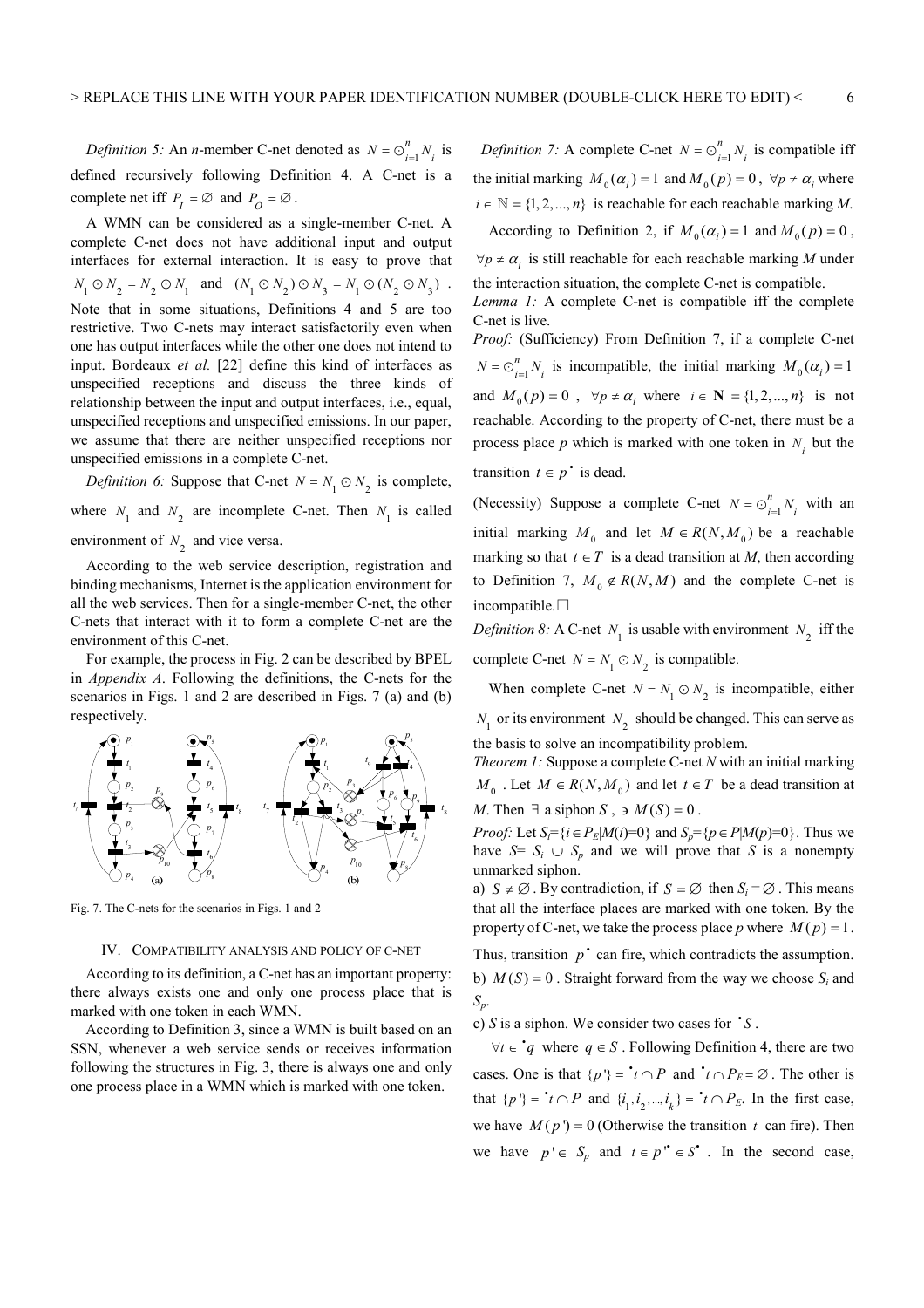*Definition 5:* An *n*-member C-net denoted as $N = \odot_{i=1}^{n} N_i$ is defined recursively following Definition 4. A C-net is a complete net iff $P_I = \varnothing$ and $P_O = \varnothing$.

A WMN can be considered as a single-member C-net. A complete C-net does not have additional input and output interfaces for external interaction. It is easy to prove that $N_1 \odot N_2 = N_2 \odot N_1$ and $(N_1 \odot N_2) \odot N_3 = N_1 \odot (N_2 \odot N_3)$. Note that in some situations, Definitions 4 and 5 are too restrictive. Two C-nets may interact satisfactorily even when one has output interfaces while the other one does not intend to input. Bordeaux *et al.* [22] define this kind of interfaces as unspecified receptions and discuss the three kinds of relationship between the input and output interfaces, i.e., equal, unspecified receptions and unspecified emissions. In our paper, we assume that there are neither unspecified receptions nor unspecified emissions in a complete C-net.

*Definition 6:* Suppose that C-net $N = N_1 \odot N_2$ is complete, where $N_1$ and $N_2$ are incomplete C-net. Then $N_1$ is called environment of $N_2$ and vice versa.

According to the web service description, registration and binding mechanisms, Internet is the application environment for all the web services. Then for a single-member C-net, the other C-nets that interact with it to form a complete C-net are the environment of this C-net.

For example, the process in Fig. 2 can be described by BPEL in *Appendix A*. Following the definitions, the C-nets for the scenarios in Figs. 1 and 2 are described in Figs. 7 (a) and (b) respectively.

Fig. 7. The C-nets for the scenarios in Figs. 1 and 2

## IV. Compatibility analysis and policy of C-net

According to its definition, a C-net has an important property: there always exists one and only one process place that is marked with one token in each WMN.

According to Definition 3, since a WMN is built based on an SSN, whenever a web service sends or receives information following the structures in Fig. 3, there is always one and only one process place in a WMN which is marked with one token.

*Definition 7:* A complete C-net $N = \odot_{i=1}^{n} N_i$ is compatible iff the initial marking $M_0(\alpha_i) = 1$ and $M_0(p) = 0$, $\forall p \neq \alpha_i$ where $i \in \mathbb{N} = \{1, 2, ..., n\}$ is reachable for each reachable marking *M*.

According to Definition 2, if $M_0(\alpha_i) = 1$ and $M_0(p) = 0$, $\forall p \neq \alpha_i$ is still reachable for each reachable marking *M* under the interaction situation, the complete C-net is compatible.

*Lemma 1:* A complete C-net is compatible iff the complete C-net is live.

*Proof:* (Sufficiency) From Definition 7, if a complete C-net $N = \odot_{i=1}^{n} N_i$ is incompatible, the initial marking $M_0(\alpha_i) = 1$ and $M_0(p) = 0$, $\forall p \neq \alpha_i$ where $i \in \mathbf{N} = \{1, 2, ..., n\}$ is not reachable. According to the property of C-net, there must be a process place *p* which is marked with one token in $N_i$ but the transition $t \in p^\bullet$ is dead.

(Necessity) Suppose a complete C-net $N = \odot_{i=1}^{n} N_i$ with an initial marking $M_0$ and let $M \in R(N, M_0)$ be a reachable marking so that $t \in T$ is a dead transition at *M*, then according to Definition 7, $M_0 \notin R(N, M)$ and the complete C-net is incompatible.□

*Definition 8:* A C-net $N_1$ is usable with environment $N_2$ iff the complete C-net $N = N_1 \odot N_2$ is compatible.

When complete C-net $N = N_1 \odot N_2$ is incompatible, either $N_1$ or its environment $N_2$ should be changed. This can serve as the basis to solve an incompatibility problem.

*Theorem 1:* Suppose a complete C-net *N* with an initial marking $M_0$. Let $M \in R(N, M_0)$ and let $t \in T$ be a dead transition at *M*. Then $\exists$ a siphon $S$, $\ni M(S) = 0$.

*Proof:* Let $S_i = \{i \in P_E | M(i) = 0\}$ and $S_p = \{p \in P | M(p) = 0\}$. Thus we have $S = S_i \cup S_p$ and we will prove that *S* is a nonempty unmarked siphon.

a) $S \neq \varnothing$. By contradiction, if $S = \varnothing$ then $S_i = \varnothing$. This means that all the interface places are marked with one token. By the property of C-net, we take the process place *p* where $M(p) = 1$. Thus, transition $p^\bullet$ can fire, which contradicts the assumption.

b) $M(S) = 0$. Straight forward from the way we choose $S_i$ and $S_p$.

c) *S* is a siphon. We consider two cases for ${}^\bullet S$.

$\forall t \in {}^\bullet q$ where $q \in S$. Following Definition 4, there are two cases. One is that $\{p'\} = {}^\bullet t \cap P$ and ${}^\bullet t \cap P_E = \varnothing$. The other is that $\{p'\} = {}^\bullet t \cap P$ and $\{i_1, i_2, ..., i_k\} = {}^\bullet t \cap P_E$. In the first case, we have $M(p') = 0$ (Otherwise the transition $t$ can fire). Then we have $p' \in S_p$ and $t \in p'^\bullet \in S^\bullet$. In the second case,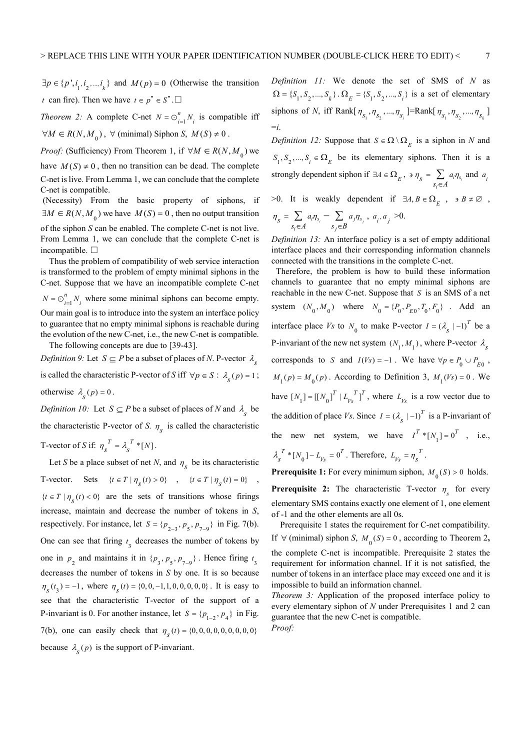$\exists p \in \{p', i_1, i_2, ..., i_k\}$ and $M(p) = 0$ (Otherwise the transition $t$ can fire). Then we have $t \in p^{\bullet} \in S^{\bullet}$.□

*Theorem 2:* A complete C-net $N = \odot_{i=1}^{n} N_i$ is compatible iff $\forall M \in R(N, M_0)$, $\forall$ (minimal) Siphon $S$, $M(S) \neq 0$.

*Proof:* (Sufficiency) From Theorem 1, if $\forall M \in R(N, M_0)$ we have $M(S) \neq 0$, then no transition can be dead. The complete C-net is live. From Lemma 1, we can conclude that the complete C-net is compatible.

(Necessity) From the basic property of siphons, if $\exists M \in R(N, M_0)$ we have $M(S) = 0$, then no output transition of the siphon $S$ can be enabled. The complete C-net is not live. From Lemma 1, we can conclude that the complete C-net is incompatible. □

Thus the problem of compatibility of web service interaction is transformed to the problem of empty minimal siphons in the C-net. Suppose that we have an incompatible complete C-net $N = \odot_{i=1}^{n} N_i$ where some minimal siphons can become empty. Our main goal is to introduce into the system an interface policy to guarantee that no empty minimal siphons is reachable during the evolution of the new C-net, i.e., the new C-net is compatible.

The following concepts are due to [39-43].

*Definition 9:* Let $S \subseteq P$ be a subset of places of $N$. P-vector $\lambda_S$ is called the characteristic P-vector of $S$ iff $\forall p \in S$ : $\lambda_S(p) = 1$; otherwise $\lambda_S(p) = 0$.

*Definition 10:* Let $S \subseteq P$ be a subset of places of $N$ and $\lambda_S$ be the characteristic P-vector of $S$. $\eta_S$ is called the characteristic T-vector of $S$ if: $\eta_S^T = \lambda_S^T * [N]$.

Let $S$ be a place subset of net $N$, and $\eta_S$ be its characteristic T-vector. Sets $\{t \in T \mid \eta_S(t) > 0\}$, $\{t \in T \mid \eta_S(t) = 0\}$, $\{t \in T \mid \eta_S(t) < 0\}$ are the sets of transitions whose firings increase, maintain and decrease the number of tokens in $S$, respectively. For instance, let $S = \{p_{2-3}, p_5, p_{7-9}\}$ in Fig. 7(b). One can see that firing $t_3$ decreases the number of tokens by one in $p_2$ and maintains it in $\{p_3, p_5, p_{7-9}\}$. Hence firing $t_3$ decreases the number of tokens in $S$ by one. It is so because $\eta_S(t_3) = -1$, where $\eta_S(t) = \{0, 0, -1, 1, 0, 0, 0, 0, 0\}$. It is easy to see that the characteristic T-vector of the support of a P-invariant is 0. For another instance, let $S = \{p_{1-2}, p_4\}$ in Fig. 7(b), one can easily check that $\eta_S(t) = \{0, 0, 0, 0, 0, 0, 0, 0, 0\}$ because $\lambda_S(p)$ is the support of P-invariant.

*Definition 11:* We denote the set of SMS of $N$ as $\Omega = \{S_1, S_2, ..., S_k\}$. $\Omega_E = \{S_1, S_2, ..., S_i\}$ is a set of elementary siphons of $N$, iff Rank[$\eta_{S_1}, \eta_{S_2}, ..., \eta_{S_i}$]=Rank[$\eta_{S_1}, \eta_{S_2}, ..., \eta_{S_k}$] $= i$.

*Definition 12:* Suppose that $S \in \Omega \setminus \Omega_E$ is a siphon in $N$ and $S_1, S_2, ..., S_i \in \Omega_E$ be its elementary siphons. Then it is a strongly dependent siphon if $\exists A \in \Omega_E$, $\ni \eta_S = \sum_{s_i \in A} a_i \eta_{s_i}$ and $a_i > 0$. It is weakly dependent if $\exists A, B \in \Omega_E$, $\ni B \neq \varnothing$, $\eta_S = \sum_{s_i \in A} a_i \eta_{s_i} - \sum_{s_j \in B} a_j \eta_{s_j}$, $a_i, a_j > 0$.

*Definition 13:* An interface policy is a set of empty additional interface places and their corresponding information channels connected with the transitions in the complete C-net.

Therefore, the problem is how to build these information channels to guarantee that no empty minimal siphons are reachable in the new C-net. Suppose that $S$ is an SMS of a net system $(N_0, M_0)$ where $N_0 = \{P_0, P_{E0}, T_0, F_0\}$. Add an interface place $Vs$ to $N_0$ to make P-vector $I = (\lambda_S \mid -1)^T$ be a P-invariant of the new net system $(N_1, M_1)$, where P-vector $\lambda_S$ corresponds to $S$ and $I(Vs) = -1$. We have $\forall p \in P_0 \cup P_{E0}$, $M_1(p) = M_0(p)$. According to Definition 3, $M_1(Vs) = 0$. We have $[N_1] = [[N_0]^T \mid L_{Vs}^T]^T$, where $L_{Vs}$ is a row vector due to the addition of place $Vs$. Since $I = (\lambda_S \mid -1)^T$ is a P-invariant of the new net system, we have $I^T * [N_1] = 0^T$, i.e., $\lambda_S^T * [N_0] - L_{Vs} = 0^T$. Therefore, $L_{Vs} = \eta_S^T$.

**Prerequisite 1:** For every minimum siphon, $M_0(S) > 0$ holds.

**Prerequisite 2:** The characteristic T-vector $\eta_S$ for every elementary SMS contains exactly one element of 1, one element of -1 and the other elements are all 0s.

Prerequisite 1 states the requirement for C-net compatibility. If $\forall$ (minimal) siphon $S$, $M_0(S) = 0$, according to Theorem 2**,** the complete C-net is incompatible. Prerequisite 2 states the requirement for information channel. If it is not satisfied, the number of tokens in an interface place may exceed one and it is impossible to build an information channel.

*Theorem 3:* Application of the proposed interface policy to every elementary siphon of $N$ under Prerequisites 1 and 2 can guarantee that the new C-net is compatible.

*Proof:*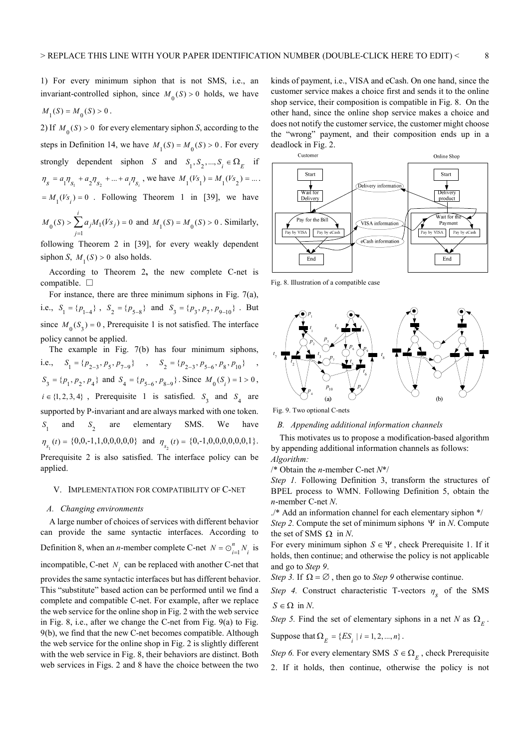1) For every minimum siphon that is not SMS, i.e., an invariant-controlled siphon, since $M_0(S)>0$ holds, we have $M_1(S)=M_0(S)>0$.

2) If $M_0(S)>0$ for every elementary siphon $S$, according to the steps in Definition 14, we have $M_1(S)=M_0(S)>0$. For every strongly dependent siphon $S$ and $S_1,S_2,...,S_i\in\Omega_E$ if $\eta_S=a_1\eta_{S_1}+a_2\eta_{S_2}+...+a_i\eta_{S_i}$, we have $M_1(Vs_1)=M_1(Vs_2)=....=M_1(Vs_i)=0$. Following Theorem 1 in [39], we have $M_0(S)>\sum_{j=1}^{i}a_jM_1(Vs_j)=0$ and $M_1(S)=M_0(S)>0$. Similarly, following Theorem 2 in [39], for every weakly dependent siphon $S$, $M_1(S)>0$ also holds.

According to Theorem 2**,** the new complete C-net is compatible. □

For instance, there are three minimum siphons in Fig. 7(a), i.e., $S_1=\{p_{1-4}\}$, $S_2=\{p_{5-8}\}$ and $S_3=\{p_3,p_7,p_{9-10}\}$. But since $M_0(S_3)=0$, Prerequisite 1 is not satisfied. The interface policy cannot be applied.

The example in Fig. 7(b) has four minimum siphons, i.e., $S_1=\{p_{2-3},p_5,p_{7-9}\}$, $S_2=\{p_{2-3},p_{5-6},p_8,p_{10}\}$, $S_3=\{p_1,p_2,p_4\}$ and $S_4=\{p_{5-6},p_{8-9}\}$. Since $M_0(S_i)=1>0$, $i\in\{1,2,3,4\}$, Prerequisite 1 is satisfied. $S_3$ and $S_4$ are supported by P-invariant and are always marked with one token. $S_1$ and $S_2$ are elementary SMS. We have $\eta_{s_1}(t)=\{0,0,-1,1,0,0,0,0,0\}$ and $\eta_{s_2}(t)=\{0,-1,0,0,0,0,0,0,1\}$. Prerequisite 2 is also satisfied. The interface policy can be applied.

## V. Implementation for Compatibility of C-net

### *A. Changing environments*

A large number of choices of services with different behavior can provide the same syntactic interfaces. According to Definition 8, when an *n*-member complete C-net $N=\odot_{i=1}^{n}N_i$ is incompatible, C-net $N_i$ can be replaced with another C-net that provides the same syntactic interfaces but has different behavior. This "substitute" based action can be performed until we find a complete and compatible C-net. For example, after we replace the web service for the online shop in Fig. 2 with the web service in Fig. 8, i.e., after we change the C-net from Fig. 9(a) to Fig. 9(b), we find that the new C-net becomes compatible. Although the web service for the online shop in Fig. 2 is slightly different with the web service in Fig. 8, their behaviors are distinct. Both web services in Figs. 2 and 8 have the choice between the two kinds of payment, i.e., VISA and eCash. On one hand, since the customer service makes a choice first and sends it to the online shop service, their composition is compatible in Fig. 8. On the other hand, since the online shop service makes a choice and does not notify the customer service, the customer might choose the "wrong" payment, and their composition ends up in a deadlock in Fig. 2.

Fig. 8. Illustration of a compatible case

Fig. 9. Two optional C-nets

### *B. Appending additional information channels*

This motivates us to propose a modification-based algorithm by appending additional information channels as follows:

*Algorithm:*

/* Obtain the *n*-member C-net *N**/

*Step 1.* Following Definition 3, transform the structures of BPEL process to WMN. Following Definition 5, obtain the *n*-member C-net *N*.

./* Add an information channel for each elementary siphon */

*Step 2.* Compute the set of minimum siphons $\Psi$ in *N*. Compute the set of SMS $\Omega$ in *N*.

For every minimum siphon $S\in\Psi$, check Prerequisite 1. If it holds, then continue; and otherwise the policy is not applicable and go to *Step 9*.

*Step 3.* If $\Omega=\varnothing$, then go to *Step 9* otherwise continue.

*Step 4.* Construct characteristic T-vectors $\eta_S$ of the SMS $S\in\Omega$ in *N*.

*Step 5.* Find the set of elementary siphons in a net *N* as $\Omega_E$. Suppose that $\Omega_E=\{ES_i\mid i=1,2,...,n\}$.

*Step 6.* For every elementary SMS $S\in\Omega_E$, check Prerequisite 2. If it holds, then continue, otherwise the policy is not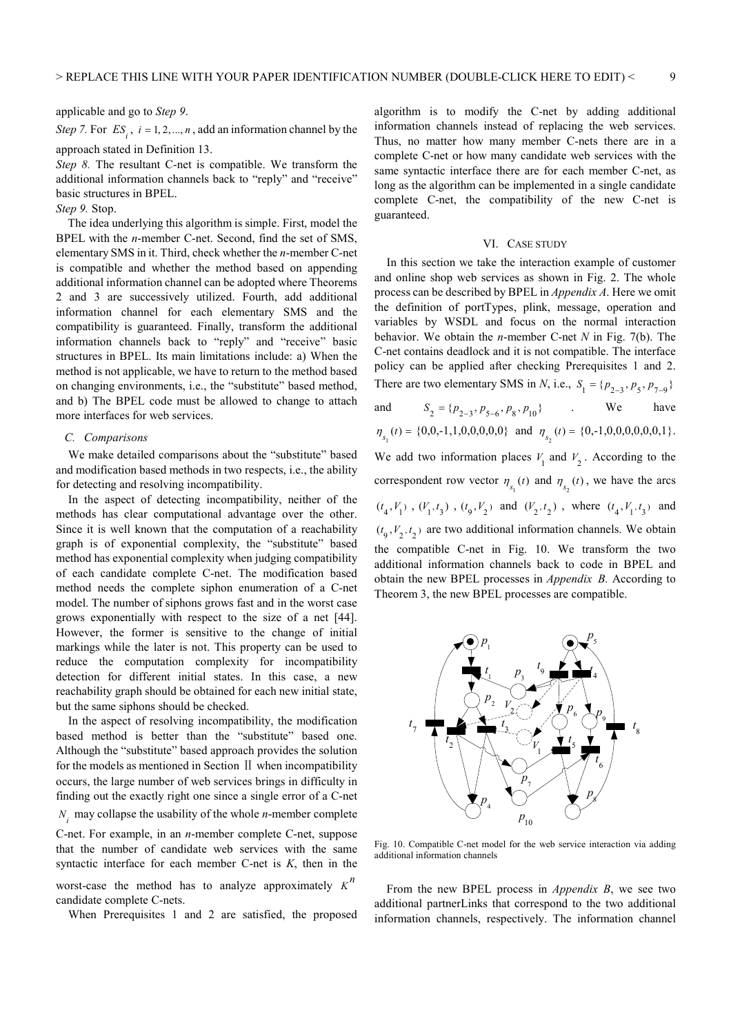applicable and go to *Step 9*.

*Step 7.* For $ES_i$, $i = 1, 2, ..., n$, add an information channel by the approach stated in Definition 13.

*Step 8.* The resultant C-net is compatible. We transform the additional information channels back to "reply" and "receive" basic structures in BPEL.

*Step 9.* Stop.

The idea underlying this algorithm is simple. First, model the BPEL with the *n*-member C-net. Second, find the set of SMS, elementary SMS in it. Third, check whether the *n*-member C-net is compatible and whether the method based on appending additional information channel can be adopted where Theorems 2 and 3 are successively utilized. Fourth, add additional information channel for each elementary SMS and the compatibility is guaranteed. Finally, transform the additional information channels back to "reply" and "receive" basic structures in BPEL. Its main limitations include: a) When the method is not applicable, we have to return to the method based on changing environments, i.e., the "substitute" based method, and b) The BPEL code must be allowed to change to attach more interfaces for web services.

### C. Comparisons

We make detailed comparisons about the "substitute" based and modification based methods in two respects, i.e., the ability for detecting and resolving incompatibility.

In the aspect of detecting incompatibility, neither of the methods has clear computational advantage over the other. Since it is well known that the computation of a reachability graph is of exponential complexity, the "substitute" based method has exponential complexity when judging compatibility of each candidate complete C-net. The modification based method needs the complete siphon enumeration of a C-net model. The number of siphons grows fast and in the worst case grows exponentially with respect to the size of a net [44]. However, the former is sensitive to the change of initial markings while the later is not. This property can be used to reduce the computation complexity for incompatibility detection for different initial states. In this case, a new reachability graph should be obtained for each new initial state, but the same siphons should be checked.

In the aspect of resolving incompatibility, the modification based method is better than the "substitute" based one. Although the "substitute" based approach provides the solution for the models as mentioned in Section Ⅱ when incompatibility occurs, the large number of web services brings in difficulty in finding out the exactly right one since a single error of a C-net $N_i$ may collapse the usability of the whole *n*-member complete C-net. For example, in an *n*-member complete C-net, suppose that the number of candidate web services with the same syntactic interface for each member C-net is *K*, then in the worst-case the method has to analyze approximately $K^n$ candidate complete C-nets.

When Prerequisites 1 and 2 are satisfied, the proposed algorithm is to modify the C-net by adding additional information channels instead of replacing the web services. Thus, no matter how many member C-nets there are in a complete C-net or how many candidate web services with the same syntactic interface there are for each member C-net, as long as the algorithm can be implemented in a single candidate complete C-net, the compatibility of the new C-net is guaranteed.

## VI. Case Study

In this section we take the interaction example of customer and online shop web services as shown in Fig. 2. The whole process can be described by BPEL in *Appendix A*. Here we omit the definition of portTypes, plink, message, operation and variables by WSDL and focus on the normal interaction behavior. We obtain the *n*-member C-net *N* in Fig. 7(b). The C-net contains deadlock and it is not compatible. The interface policy can be applied after checking Prerequisites 1 and 2. There are two elementary SMS in *N*, i.e., $S_1 = \{p_{2-3}, p_5, p_{7-9}\}$ and $S_2 = \{p_{2-3}, p_{5-6}, p_8, p_{10}\}$. We have $\eta_{s_1}(t) = \{0,0,-1,1,0,0,0,0,0\}$ and $\eta_{s_2}(t) = \{0,-1,0,0,0,0,0,0,1\}$. We add two information places $V_1$ and $V_2$. According to the correspondent row vector $\eta_{s_1}(t)$ and $\eta_{s_2}(t)$, we have the arcs $(t_4, V_1)$, $(V_1, t_3)$, $(t_9, V_2)$ and $(V_2, t_2)$, where $(t_4, V_1, t_3)$ and $(t_9, V_2, t_2)$ are two additional information channels. We obtain the compatible C-net in Fig. 10. We transform the two additional information channels back to code in BPEL and obtain the new BPEL processes in *Appendix B.* According to Theorem 3, the new BPEL processes are compatible.

Fig. 10. Compatible C-net model for the web service interaction via adding additional information channels

From the new BPEL process in *Appendix B*, we see two additional partnerLinks that correspond to the two additional information channels, respectively. The information channel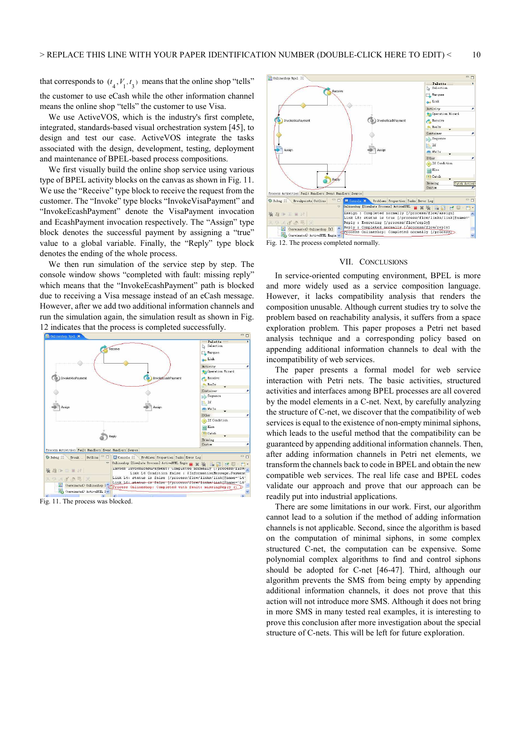that corresponds to $(t_4, V_1, t_3)$ means that the online shop "tells" the customer to use eCash while the other information channel means the online shop "tells" the customer to use Visa.

We use ActiveVOS, which is the industry's first complete, integrated, standards-based visual orchestration system [45], to design and test our case. ActiveVOS integrate the tasks associated with the design, development, testing, deployment and maintenance of BPEL-based process compositions.

We first visually build the online shop service using various type of BPEL activity blocks on the canvas as shown in Fig. 11. We use the "Receive" type block to receive the request from the customer. The "Invoke" type blocks "InvokeVisaPayment" and "InvokeEcashPayment" denote the VisaPayment invocation and EcashPayment invocation respectively. The "Assign" type block denotes the successful payment by assigning a "true" value to a global variable. Finally, the "Reply" type block denotes the ending of the whole process.

We then run simulation of the service step by step. The console window shows "completed with fault: missing reply" which means that the "InvokeEcashPayment" path is blocked due to receiving a Visa message instead of an eCash message. However, after we add two additional information channels and run the simulation again, the simulation result as shown in Fig. 12 indicates that the process is completed successfully.

Fig. 11. The process was blocked.

Fig. 12. The process completed normally.

## VII. Conclusions

In service-oriented computing environment, BPEL is more and more widely used as a service composition language. However, it lacks compatibility analysis that renders the composition unusable. Although current studies try to solve the problem based on reachability analysis, it suffers from a space exploration problem. This paper proposes a Petri net based analysis technique and a corresponding policy based on appending additional information channels to deal with the incompatibility of web services.

The paper presents a formal model for web service interaction with Petri nets. The basic activities, structured activities and interfaces among BPEL processes are all covered by the model elements in a C-net. Next, by carefully analyzing the structure of C-net, we discover that the compatibility of web services is equal to the existence of non-empty minimal siphons, which leads to the useful method that the compatibility can be guaranteed by appending additional information channels. Then, after adding information channels in Petri net elements, we transform the channels back to code in BPEL and obtain the new compatible web services. The real life case and BPEL codes validate our approach and prove that our approach can be readily put into industrial applications.

There are some limitations in our work. First, our algorithm cannot lead to a solution if the method of adding information channels is not applicable. Second, since the algorithm is based on the computation of minimal siphons, in some complex structured C-net, the computation can be expensive. Some polynomial complex algorithms to find and control siphons should be adopted for C-net [46-47]. Third, although our algorithm prevents the SMS from being empty by appending additional information channels, it does not prove that this action will not introduce more SMS. Although it does not bring in more SMS in many tested real examples, it is interesting to prove this conclusion after more investigation about the special structure of C-nets. This will be left for future exploration.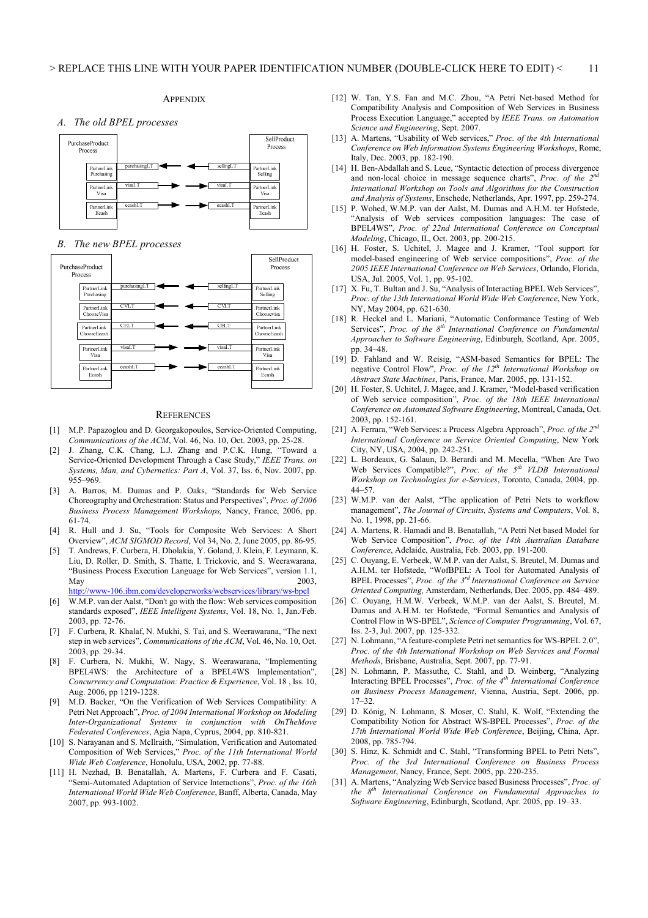## APPENDIX

### *A. The old BPEL processes*

PurchaseProduct Process

PartnerLink Purchasing — purchasingLT ← sellingLT — PartnerLink Selling

PartnerLink Visa — visaLT → visaLT — PartnerLink Visa

PartnerLink Ecash — ecashLT → ecashLT — PartnerLink Ecash

SellProduct Process

### *B. The new BPEL processes*

PurchaseProduct Process

PartnerLink Purchasing — purchasingLT ← sellingLT — PartnerLink Selling

PartnerLink ChooseVisa — CVLT ← CVLT — PartnerLink Choosevisa

PartnerLink ChooseEcash — CELT ← CELT — PartnerLink ChooseEcash

PartnerLink Visa — visaLT → visaLT — PartnerLink Visa

PartnerLink Ecash — ecashLT → ecashLT — PartnerLink Ecash

SellProduct Process

## REFERENCES

[1] M.P. Papazoglou and D. Georgakopoulos, Service-Oriented Computing, *Communications of the ACM*, Vol. 46, No. 10, Oct. 2003, pp. 25-28.

[2] J. Zhang, C.K. Chang, L.J. Zhang and P.C.K. Hung, "Toward a Service-Oriented Development Through a Case Study," *IEEE Trans. on Systems, Man, and Cybernetics: Part A*, Vol. 37, Iss. 6, Nov. 2007, pp. 955–969.

[3] A. Barros, M. Dumas and P. Oaks, "Standards for Web Service Choreography and Orchestration: Status and Perspectives", *Proc. of 2006 Business Process Management Workshops,* Nancy, France, 2006, pp. 61-74.

[4] R. Hull and J. Su, "Tools for Composite Web Services: A Short Overview", *ACM SIGMOD Record*, Vol 34, No. 2, June 2005, pp. 86-95.

[5] T. Andrews, F. Curbera, H. Dholakia, Y. Goland, J. Klein, F. Leymann, K. Liu, D. Roller, D. Smith, S. Thatte, I. Trickovic, and S. Weerawarana, "Business Process Execution Language for Web Services", version 1.1, May 2003, http://www-106.ibm.com/developerworks/webservices/library/ws-bpel

[6] W.M.P. van der Aalst, "Don't go with the flow: Web services composition standards exposed", *IEEE Intelligent Systems*, Vol. 18, No. 1, Jan./Feb. 2003, pp. 72-76.

[7] F. Curbera, R. Khalaf, N. Mukhi, S. Tai, and S. Weerawarana, "The next step in web services", *Communications of the ACM*, Vol. 46, No. 10, Oct. 2003, pp. 29-34.

[8] F. Curbera, N. Mukhi, W. Nagy, S. Weerawarana, "Implementing BPEL4WS: the Architecture of a BPEL4WS Implementation", *Concurrency and Computation: Practice & Experience*, Vol. 18 , Iss. 10, Aug. 2006, pp 1219-1228.

[9] M.D. Backer, "On the Verification of Web Services Compatibility: A Petri Net Approach", *Proc. of 2004 International Workshop on Modeling Inter-Organizational Systems in conjunction with OnTheMove Federated Conferences*, Agia Napa, Cyprus, 2004, pp. 810-821.

[10] S. Narayanan and S. McIlraith, "Simulation, Verification and Automated Composition of Web Services," *Proc. of the 11th International World Wide Web Conference*, Honolulu, USA, 2002, pp. 77-88.

[11] H. Nezhad, B. Benatallah, A. Martens, F. Curbera and F. Casati, "Semi-Automated Adaptation of Service Interactions", *Proc. of the 16th International World Wide Web Conference*, Banff, Alberta, Canada, May 2007, pp. 993-1002.

[12] W. Tan, Y.S. Fan and M.C. Zhou, "A Petri Net-based Method for Compatibility Analysis and Composition of Web Services in Business Process Execution Language," accepted by *IEEE Trans. on Automation Science and Engineering*, Sept. 2007.

[13] A. Martens, "Usability of Web services," *Proc. of the 4th International Conference on Web Information Systems Engineering Workshops*, Rome, Italy, Dec. 2003, pp. 182-190.

[14] H. Ben-Abdallah and S. Leue, "Syntactic detection of process divergence and non-local choice in message sequence charts", *Proc. of the 2nd International Workshop on Tools and Algorithms for the Construction and Analysis of Systems*, Enschede, Netherlands, Apr. 1997, pp. 259-274.

[15] P. Wohed, W.M.P. van der Aalst, M. Dumas and A.H.M. ter Hofstede, "Analysis of Web services composition languages: The case of BPEL4WS", *Proc. of 22nd International Conference on Conceptual Modeling*, Chicago, IL, Oct. 2003, pp. 200-215.

[16] H. Foster, S. Uchitel, J. Magee and J. Kramer, "Tool support for model-based engineering of Web service compositions", *Proc. of the 2005 IEEE International Conference on Web Services*, Orlando, Florida, USA, Jul. 2005, Vol. 1, pp. 95-102.

[17] X. Fu, T. Bultan and J. Su, "Analysis of Interacting BPEL Web Services", *Proc. of the 13th International World Wide Web Conference*, New York, NY, May 2004, pp. 621-630.

[18] R. Heckel and L. Mariani, "Automatic Conformance Testing of Web Services", *Proc. of the 8th International Conference on Fundamental Approaches to Software Engineering*, Edinburgh, Scotland, Apr. 2005, pp. 34–48.

[19] D. Fahland and W. Reisig, "ASM-based Semantics for BPEL: The negative Control Flow", *Proc. of the 12th International Workshop on Abstract State Machines*, Paris, France, Mar. 2005, pp. 131-152.

[20] H. Foster, S. Uchitel, J. Magee, and J. Kramer, "Model-based verification of Web service composition", *Proc. of the 18th IEEE International Conference on Automated Software Engineering*, Montreal, Canada, Oct. 2003, pp. 152-161.

[21] A. Ferrara, "Web Services: a Process Algebra Approach", *Proc. of the 2nd International Conference on Service Oriented Computing*, New York City, NY, USA, 2004, pp. 242-251.

[22] L. Bordeaux, G. Salaun, D. Berardi and M. Mecella, "When Are Two Web Services Compatible?", *Proc. of the 5th VLDB International Workshop on Technologies for e-Services*, Toronto, Canada, 2004, pp. 44–57.

[23] W.M.P. van der Aalst, "The application of Petri Nets to workflow management", *The Journal of Circuits, Systems and Computers*, Vol. 8, No. 1, 1998, pp. 21-66.

[24] A. Martens, R. Hamadi and B. Benatallah, "A Petri Net based Model for Web Service Composition", *Proc. of the 14th Australian Database Conference*, Adelaide, Australia, Feb. 2003, pp. 191-200.

[25] C. Ouyang, E. Verbeek, W.M.P. van der Aalst, S. Breutel, M. Dumas and A.H.M. ter Hofstede, "WofBPEL: A Tool for Automated Analysis of BPEL Processes", *Proc. of the 3rd International Conference on Service Oriented Computing,* Amsterdam, Netherlands, Dec. 2005, pp. 484–489.

[26] C. Ouyang, H.M.W. Verbeek, W.M.P. van der Aalst, S. Breutel, M. Dumas and A.H.M. ter Hofstede, "Formal Semantics and Analysis of Control Flow in WS-BPEL", *Science of Computer Programming*, Vol. 67, Iss. 2-3, Jul. 2007, pp. 125-332.

[27] N. Lohmann, "A feature-complete Petri net semantics for WS-BPEL 2.0", *Proc. of the 4th International Workshop on Web Services and Formal Methods*, Brisbane, Australia, Sept. 2007, pp. 77-91.

[28] N. Lohmann, P. Massuthe, C. Stahl, and D. Weinberg, "Analyzing Interacting BPEL Processes", *Proc. of the 4th International Conference on Business Process Management*, Vienna, Austria, Sept. 2006, pp. 17–32.

[29] D. König, N. Lohmann, S. Moser, C. Stahl, K. Wolf, "Extending the Compatibility Notion for Abstract WS-BPEL Processes", *Proc. of the 17th International World Wide Web Conference*, Beijing, China, Apr. 2008, pp. 785-794.

[30] S. Hinz, K. Schmidt and C. Stahl, "Transforming BPEL to Petri Nets", *Proc. of the 3rd International Conference on Business Process Management*, Nancy, France, Sept. 2005, pp. 220-235.

[31] A. Martens, "Analyzing Web Service based Business Processes", *Proc. of the 8th International Conference on Fundamental Approaches to Software Engineering*, Edinburgh, Scotland, Apr. 2005, pp. 19–33.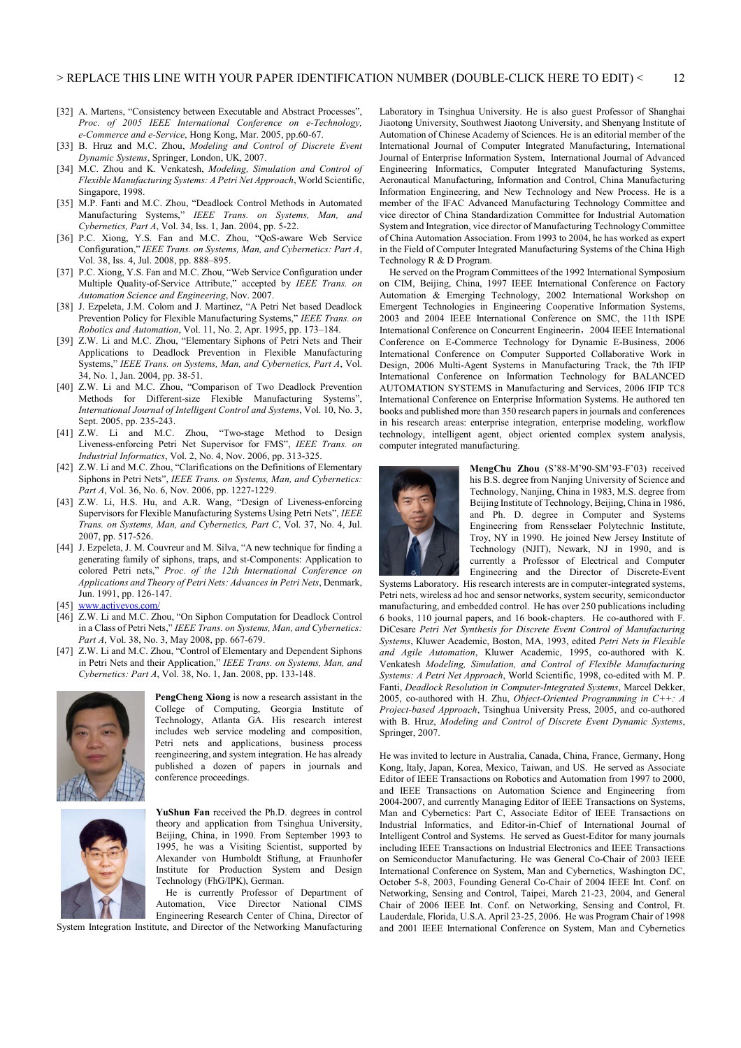[32] A. Martens, "Consistency between Executable and Abstract Processes", *Proc. of 2005 IEEE International Conference on e-Technology, e-Commerce and e-Service*, Hong Kong, Mar. 2005, pp.60-67.

[33] B. Hruz and M.C. Zhou, *Modeling and Control of Discrete Event Dynamic Systems*, Springer, London, UK, 2007.

[34] M.C. Zhou and K. Venkatesh, *Modeling, Simulation and Control of Flexible Manufacturing Systems: A Petri Net Approach*, World Scientific, Singapore, 1998.

[35] M.P. Fanti and M.C. Zhou, "Deadlock Control Methods in Automated Manufacturing Systems," *IEEE Trans. on Systems, Man, and Cybernetics, Part A*, Vol. 34, Iss. 1, Jan. 2004, pp. 5-22.

[36] P.C. Xiong, Y.S. Fan and M.C. Zhou, "QoS-aware Web Service Configuration," *IEEE Trans. on Systems, Man, and Cybernetics: Part A*, Vol. 38, Iss. 4, Jul. 2008, pp. 888–895.

[37] P.C. Xiong, Y.S. Fan and M.C. Zhou, "Web Service Configuration under Multiple Quality-of-Service Attribute," accepted by *IEEE Trans. on Automation Science and Engineering*, Nov. 2007.

[38] J. Ezpeleta, J.M. Colom and J. Martinez, "A Petri Net based Deadlock Prevention Policy for Flexible Manufacturing Systems," *IEEE Trans. on Robotics and Automation*, Vol. 11, No. 2, Apr. 1995, pp. 173–184.

[39] Z.W. Li and M.C. Zhou, "Elementary Siphons of Petri Nets and Their Applications to Deadlock Prevention in Flexible Manufacturing Systems," *IEEE Trans. on Systems, Man, and Cybernetics, Part A*, Vol. 34, No. 1, Jan. 2004, pp. 38-51.

[40] Z.W. Li and M.C. Zhou, "Comparison of Two Deadlock Prevention Methods for Different-size Flexible Manufacturing Systems", *International Journal of Intelligent Control and Systems*, Vol. 10, No. 3, Sept. 2005, pp. 235-243.

[41] Z.W. Li and M.C. Zhou, "Two-stage Method to Design Liveness-enforcing Petri Net Supervisor for FMS", *IEEE Trans. on Industrial Informatics*, Vol. 2, No. 4, Nov. 2006, pp. 313-325.

[42] Z.W. Li and M.C. Zhou, "Clarifications on the Definitions of Elementary Siphons in Petri Nets", *IEEE Trans. on Systems, Man, and Cybernetics: Part A*, Vol. 36, No. 6, Nov. 2006, pp. 1227-1229.

[43] Z.W. Li, H.S. Hu, and A.R. Wang, "Design of Liveness-enforcing Supervisors for Flexible Manufacturing Systems Using Petri Nets", *IEEE Trans. on Systems, Man, and Cybernetics, Part C*, Vol. 37, No. 4, Jul. 2007, pp. 517-526.

[44] J. Ezpeleta, J. M. Couvreur and M. Silva, "A new technique for finding a generating family of siphons, traps, and st-Components: Application to colored Petri nets," *Proc. of the 12th International Conference on Applications and Theory of Petri Nets: Advances in Petri Nets*, Denmark, 1991, pp. 126-147.

[45] www.activevos.com/

[46] Z.W. Li and M.C. Zhou, "On Siphon Computation for Deadlock Control in a Class of Petri Nets," *IEEE Trans. on Systems, Man, and Cybernetics: Part A*, Vol. 38, No. 3, May 2008, pp. 667-679.

[47] Z.W. Li and M.C. Zhou, "Control of Elementary and Dependent Siphons in Petri Nets and their Application," *IEEE Trans. on Systems, Man, and Cybernetics: Part A*, Vol. 38, No. 1, Jan. 2008, pp. 133-148.

**PengCheng Xiong** is now a research assistant in the College of Computing, Georgia Institute of Technology, Atlanta GA. His research interest includes web service modeling and composition, Petri nets and applications, business process reengineering, and system integration. He has already published a dozen of papers in journals and conference proceedings.

**YuShun Fan** received the Ph.D. degrees in control theory and application from Tsinghua University, Beijing, China, in 1990. From September 1993 to 1995, he was a Visiting Scientist, supported by Alexander von Humboldt Stiftung, at Fraunhofer Institute for Production System and Design Technology (FhG/IPK), German.

He is currently Professor of Department of Automation, Vice Director National CIMS Engineering Research Center of China, Director of System Integration Institute, and Director of the Networking Manufacturing Laboratory in Tsinghua University. He is also guest Professor of Shanghai Jiaotong University, Southwest Jiaotong University, and Shenyang Institute of Automation of Chinese Academy of Sciences. He is an editorial member of the International Journal of Computer Integrated Manufacturing, International Journal of Enterprise Information System, International Journal of Advanced Engineering Informatics, Computer Integrated Manufacturing Systems, Aeronautical Manufacturing, Information and Control, China Manufacturing Information Engineering, and New Technology and New Process. He is a member of the IFAC Advanced Manufacturing Technology Committee and vice director of China Standardization Committee for Industrial Automation System and Integration, vice director of Manufacturing Technology Committee of China Automation Association. From 1993 to 2004, he has worked as expert in the Field of Computer Integrated Manufacturing Systems of the China High Technology R & D Program.

He served on the Program Committees of the 1992 International Symposium on CIM, Beijing, China, 1997 IEEE International Conference on Factory Automation & Emerging Technology, 2002 International Workshop on Emergent Technologies in Engineering Cooperative Information Systems, 2003 and 2004 IEEE International Conference on SMC, the 11th ISPE International Conference on Concurrent Engineerin，2004 IEEE International Conference on E-Commerce Technology for Dynamic E-Business, 2006 International Conference on Computer Supported Collaborative Work in Design, 2006 Multi-Agent Systems in Manufacturing Track, the 7th IFIP International Conference on Information Technology for BALANCED AUTOMATION SYSTEMS in Manufacturing and Services, 2006 IFIP TC8 International Conference on Enterprise Information Systems. He authored ten books and published more than 350 research papers in journals and conferences in his research areas: enterprise integration, enterprise modeling, workflow technology, intelligent agent, object oriented complex system analysis, computer integrated manufacturing.

**MengChu Zhou** (S'88-M'90-SM'93-F'03) received his B.S. degree from Nanjing University of Science and Technology, Nanjing, China in 1983, M.S. degree from Beijing Institute of Technology, Beijing, China in 1986, and Ph. D. degree in Computer and Systems Engineering from Rensselaer Polytechnic Institute, Troy, NY in 1990. He joined New Jersey Institute of Technology (NJIT), Newark, NJ in 1990, and is currently a Professor of Electrical and Computer Engineering and the Director of Discrete-Event Systems Laboratory. His research interests are in computer-integrated systems, Petri nets, wireless ad hoc and sensor networks, system security, semiconductor manufacturing, and embedded control. He has over 250 publications including 6 books, 110 journal papers, and 16 book-chapters. He co-authored with F. DiCesare *Petri Net Synthesis for Discrete Event Control of Manufacturing Systems*, Kluwer Academic, Boston, MA, 1993, edited *Petri Nets in Flexible and Agile Automation*, Kluwer Academic, 1995, co-authored with K. Venkatesh *Modeling, Simulation, and Control of Flexible Manufacturing Systems: A Petri Net Approach*, World Scientific, 1998, co-edited with M. P. Fanti, *Deadlock Resolution in Computer-Integrated Systems*, Marcel Dekker, 2005, co-authored with H. Zhu, *Object-Oriented Programming in C++: A Project-based Approach*, Tsinghua University Press, 2005, and co-authored with B. Hruz, *Modeling and Control of Discrete Event Dynamic Systems*, Springer, 2007.

He was invited to lecture in Australia, Canada, China, France, Germany, Hong Kong, Italy, Japan, Korea, Mexico, Taiwan, and US. He served as Associate Editor of IEEE Transactions on Robotics and Automation from 1997 to 2000, and IEEE Transactions on Automation Science and Engineering from 2004-2007, and currently Managing Editor of IEEE Transactions on Systems, Man and Cybernetics: Part C, Associate Editor of IEEE Transactions on Industrial Informatics, and Editor-in-Chief of International Journal of Intelligent Control and Systems. He served as Guest-Editor for many journals including IEEE Transactions on Industrial Electronics and IEEE Transactions on Semiconductor Manufacturing. He was General Co-Chair of 2003 IEEE International Conference on System, Man and Cybernetics, Washington DC, October 5-8, 2003, Founding General Co-Chair of 2004 IEEE Int. Conf. on Networking, Sensing and Control, Taipei, March 21-23, 2004, and General Chair of 2006 IEEE Int. Conf. on Networking, Sensing and Control, Ft. Lauderdale, Florida, U.S.A. April 23-25, 2006. He was Program Chair of 1998 and 2001 IEEE International Conference on System, Man and Cybernetics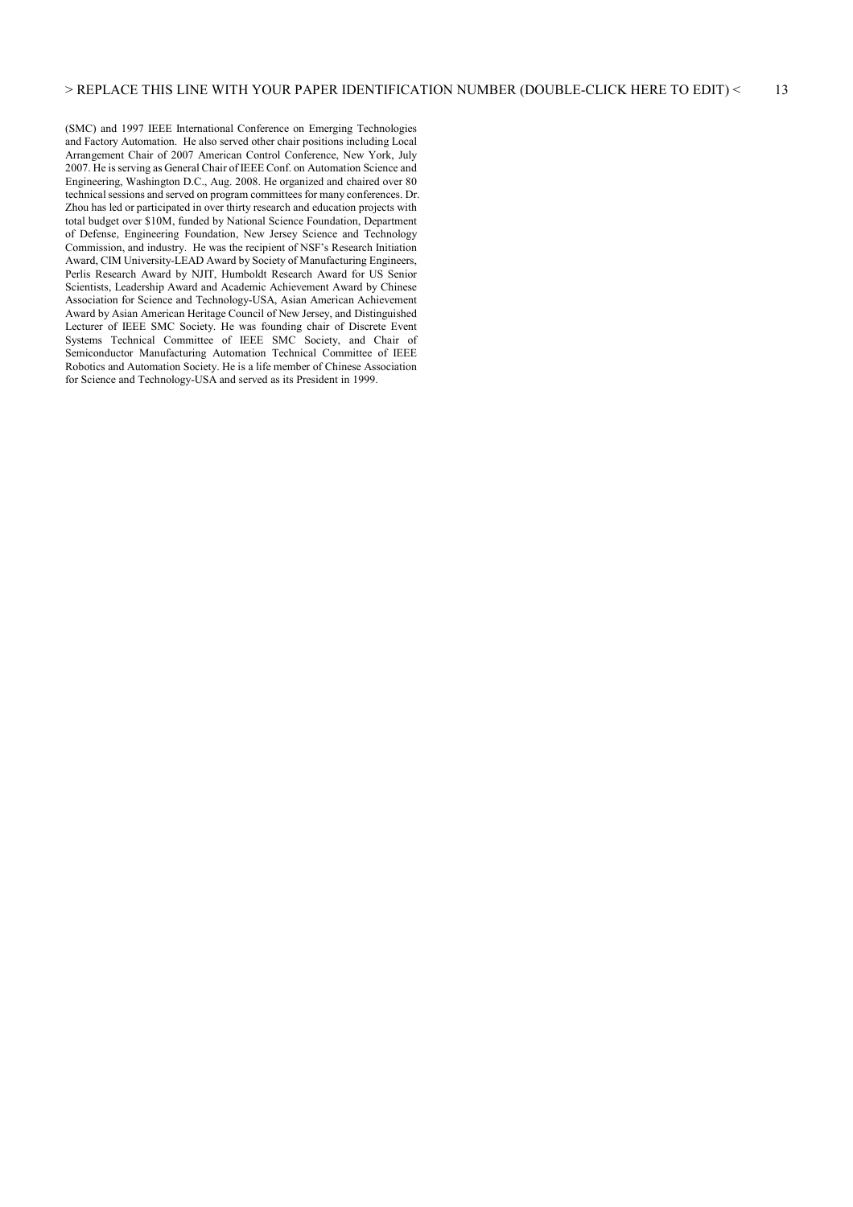(SMC) and 1997 IEEE International Conference on Emerging Technologies and Factory Automation. He also served other chair positions including Local Arrangement Chair of 2007 American Control Conference, New York, July 2007. He is serving as General Chair of IEEE Conf. on Automation Science and Engineering, Washington D.C., Aug. 2008. He organized and chaired over 80 technical sessions and served on program committees for many conferences. Dr. Zhou has led or participated in over thirty research and education projects with total budget over $10M, funded by National Science Foundation, Department of Defense, Engineering Foundation, New Jersey Science and Technology Commission, and industry. He was the recipient of NSF's Research Initiation Award, CIM University-LEAD Award by Society of Manufacturing Engineers, Perlis Research Award by NJIT, Humboldt Research Award for US Senior Scientists, Leadership Award and Academic Achievement Award by Chinese Association for Science and Technology-USA, Asian American Achievement Award by Asian American Heritage Council of New Jersey, and Distinguished Lecturer of IEEE SMC Society. He was founding chair of Discrete Event Systems Technical Committee of IEEE SMC Society, and Chair of Semiconductor Manufacturing Automation Technical Committee of IEEE Robotics and Automation Society. He is a life member of Chinese Association for Science and Technology-USA and served as its President in 1999.